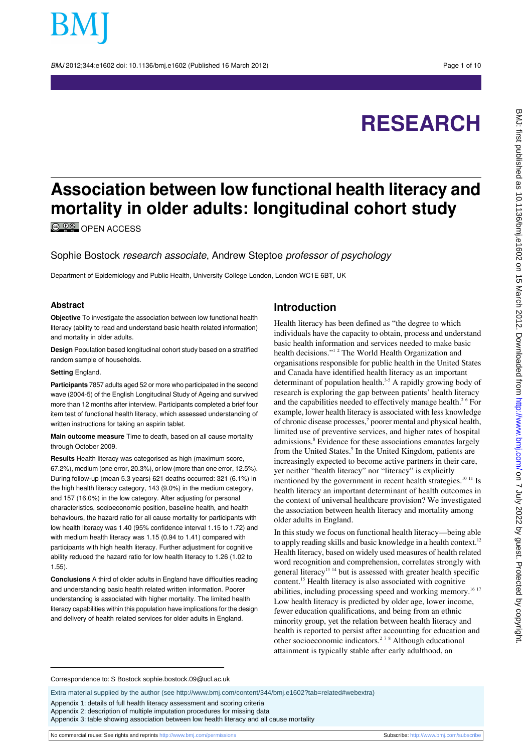# RESEARCH

# Association between low functional health literacy and mortality in older adults: longitudinal cohort study

OPEN ACCESS

Sophie Bostock *research associate*, Andrew Steptoe *professor of psychology*

Department of Epidemiology and Public Health, University College London, London WC1E 6BT, UK

## Abstract

**Objective** To investigate the association between low functional health literacy (ability to read and understand basic health related information) and mortality in older adults.

**Design** Population based longitudinal cohort study based on a stratified random sample of households.

**Setting** England.

**Participants** 7857 adults aged 52 or more who participated in the second wave (2004-5) of the English Longitudinal Study of Ageing and survived more than 12 months after interview. Participants completed a brief four item test of functional health literacy, which assessed understanding of written instructions for taking an aspirin tablet.

**Main outcome measure** Time to death, based on all cause mortality through October 2009.

**Results** Health literacy was categorised as high (maximum score, 67.2%), medium (one error, 20.3%), or low (more than one error, 12.5%). During follow-up (mean 5.3 years) 621 deaths occurred: 321 (6.1%) in the high health literacy category, 143 (9.0%) in the medium category, and 157 (16.0%) in the low category. After adjusting for personal characteristics, socioeconomic position, baseline health, and health behaviours, the hazard ratio for all cause mortality for participants with low health literacy was 1.40 (95% confidence interval 1.15 to 1.72) and with medium health literacy was 1.15 (0.94 to 1.41) compared with participants with high health literacy. Further adjustment for cognitive ability reduced the hazard ratio for low health literacy to 1.26 (1.02 to 1.55).

**Conclusions** A third of older adults in England have difficulties reading and understanding basic health related written information. Poorer understanding is associated with higher mortality. The limited health literacy capabilities within this population have implications for the design and delivery of health related services for older adults in England.

## Introduction

Health literacy has been defined as "the degree to which individuals have the capacity to obtain, process and understand basic health information and services needed to make basic health decisions."[1 2] The World Health Organization and organisations responsible for public health in the United States and Canada have identified health literacy as an important determinant of population health.[3-5] A rapidly growing body of research is exploring the gap between patients' health literacy and the capabilities needed to effectively manage health.[2 6] For example, lower health literacy is associated with less knowledge of chronic disease processes,[7] poorer mental and physical health, limited use of preventive services, and higher rates of hospital admissions.[8] Evidence for these associations emanates largely from the United States.[9] In the United Kingdom, patients are increasingly expected to become active partners in their care, yet neither "health literacy" nor "literacy" is explicitly mentioned by the government in recent health strategies.[10 11] Is health literacy an important determinant of health outcomes in the context of universal healthcare provision? We investigated the association between health literacy and mortality among older adults in England.

In this study we focus on functional health literacy—being able to apply reading skills and basic knowledge in a health context.[12] Health literacy, based on widely used measures of health related word recognition and comprehension, correlates strongly with general literacy[13 14] but is assessed with greater health specific content.[15] Health literacy is also associated with cognitive abilities, including processing speed and working memory.[16 17] Low health literacy is predicted by older age, lower income, fewer education qualifications, and being from an ethnic minority group, yet the relation between health literacy and health is reported to persist after accounting for education and other socioeconomic indicators.[2 7 8] Although educational attainment is typically stable after early adulthood, an

Correspondence to: S Bostock sophie.bostock.09@ucl.ac.uk

Extra material supplied by the author (see http://www.bmj.com/content/344/bmj.e1602?tab=related#webextra)

Appendix 1: details of full health literacy assessment and scoring criteria
Appendix 2: description of multiple imputation procedures for missing data
Appendix 3: table showing association between low health literacy and all cause mortality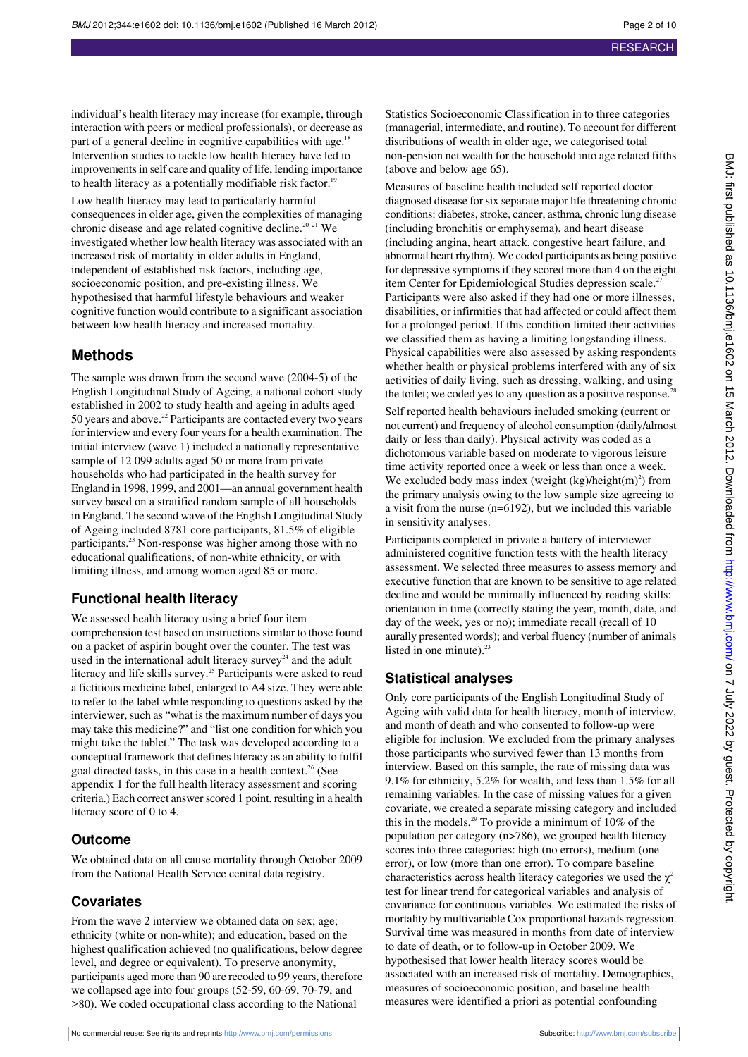individual's health literacy may increase (for example, through interaction with peers or medical professionals), or decrease as part of a general decline in cognitive capabilities with age.[18] Intervention studies to tackle low health literacy have led to improvements in self care and quality of life, lending importance to health literacy as a potentially modifiable risk factor.[19]

Low health literacy may lead to particularly harmful consequences in older age, given the complexities of managing chronic disease and age related cognitive decline.[20,21] We investigated whether low health literacy was associated with an increased risk of mortality in older adults in England, independent of established risk factors, including age, socioeconomic position, and pre-existing illness. We hypothesised that harmful lifestyle behaviours and weaker cognitive function would contribute to a significant association between low health literacy and increased mortality.

## Methods

The sample was drawn from the second wave (2004-5) of the English Longitudinal Study of Ageing, a national cohort study established in 2002 to study health and ageing in adults aged 50 years and above.[22] Participants are contacted every two years for interview and every four years for a health examination. The initial interview (wave 1) included a nationally representative sample of 12 099 adults aged 50 or more from private households who had participated in the health survey for England in 1998, 1999, and 2001—an annual government health survey based on a stratified random sample of all households in England. The second wave of the English Longitudinal Study of Ageing included 8781 core participants, 81.5% of eligible participants.[23] Non-response was higher among those with no educational qualifications, of non-white ethnicity, or with limiting illness, and among women aged 85 or more.

### Functional health literacy

We assessed health literacy using a brief four item comprehension test based on instructions similar to those found on a packet of aspirin bought over the counter. The test was used in the international adult literacy survey[24] and the adult literacy and life skills survey.[25] Participants were asked to read a fictitious medicine label, enlarged to A4 size. They were able to refer to the label while responding to questions asked by the interviewer, such as "what is the maximum number of days you may take this medicine?" and "list one condition for which you might take the tablet." The task was developed according to a conceptual framework that defines literacy as an ability to fulfil goal directed tasks, in this case in a health context.[26] (See appendix 1 for the full health literacy assessment and scoring criteria.) Each correct answer scored 1 point, resulting in a health literacy score of 0 to 4.

### Outcome

We obtained data on all cause mortality through October 2009 from the National Health Service central data registry.

### Covariates

From the wave 2 interview we obtained data on sex; age; ethnicity (white or non-white); and education, based on the highest qualification achieved (no qualifications, below degree level, and degree or equivalent). To preserve anonymity, participants aged more than 90 are recoded to 99 years, therefore we collapsed age into four groups (52-59, 60-69, 70-79, and ≥80). We coded occupational class according to the National Statistics Socioeconomic Classification in to three categories (managerial, intermediate, and routine). To account for different distributions of wealth in older age, we categorised total non-pension net wealth for the household into age related fifths (above and below age 65).

Measures of baseline health included self reported doctor diagnosed disease for six separate major life threatening chronic conditions: diabetes, stroke, cancer, asthma, chronic lung disease (including bronchitis or emphysema), and heart disease (including angina, heart attack, congestive heart failure, and abnormal heart rhythm). We coded participants as being positive for depressive symptoms if they scored more than 4 on the eight item Center for Epidemiological Studies depression scale.[27] Participants were also asked if they had one or more illnesses, disabilities, or infirmities that had affected or could affect them for a prolonged period. If this condition limited their activities we classified them as having a limiting longstanding illness. Physical capabilities were also assessed by asking respondents whether health or physical problems interfered with any of six activities of daily living, such as dressing, walking, and using the toilet; we coded yes to any question as a positive response.[28]

Self reported health behaviours included smoking (current or not current) and frequency of alcohol consumption (daily/almost daily or less than daily). Physical activity was coded as a dichotomous variable based on moderate to vigorous leisure time activity reported once a week or less than once a week. We excluded body mass index (weight (kg)/height(m)$^2$) from the primary analysis owing to the low sample size agreeing to a visit from the nurse (n=6192), but we included this variable in sensitivity analyses.

Participants completed in private a battery of interviewer administered cognitive function tests with the health literacy assessment. We selected three measures to assess memory and executive function that are known to be sensitive to age related decline and would be minimally influenced by reading skills: orientation in time (correctly stating the year, month, date, and day of the week, yes or no); immediate recall (recall of 10 aurally presented words); and verbal fluency (number of animals listed in one minute).[23]

### Statistical analyses

Only core participants of the English Longitudinal Study of Ageing with valid data for health literacy, month of interview, and month of death and who consented to follow-up were eligible for inclusion. We excluded from the primary analyses those participants who survived fewer than 13 months from interview. Based on this sample, the rate of missing data was 9.1% for ethnicity, 5.2% for wealth, and less than 1.5% for all remaining variables. In the case of missing values for a given covariate, we created a separate missing category and included this in the models.[29] To provide a minimum of 10% of the population per category (n>786), we grouped health literacy scores into three categories: high (no errors), medium (one error), or low (more than one error). To compare baseline characteristics across health literacy categories we used the $\chi^2$ test for linear trend for categorical variables and analysis of covariance for continuous variables. We estimated the risks of mortality by multivariable Cox proportional hazards regression. Survival time was measured in months from date of interview to date of death, or to follow-up in October 2009. We hypothesised that lower health literacy scores would be associated with an increased risk of mortality. Demographics, measures of socioeconomic position, and baseline health measures were identified a priori as potential confounding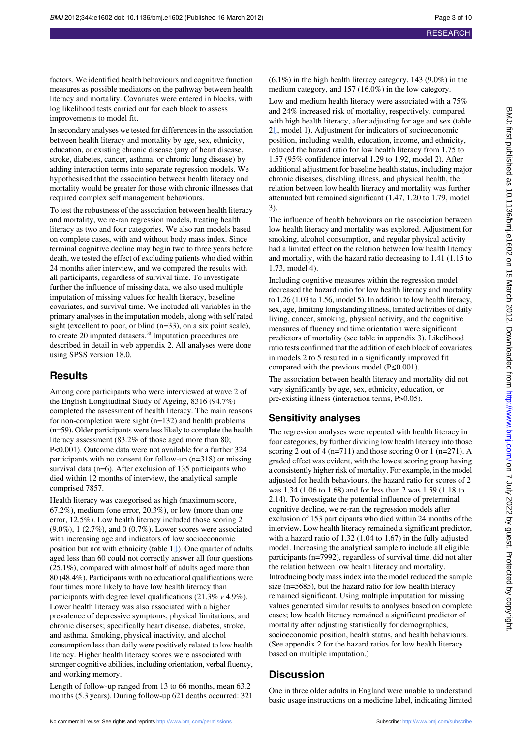factors. We identified health behaviours and cognitive function measures as possible mediators on the pathway between health literacy and mortality. Covariates were entered in blocks, with log likelihood tests carried out for each block to assess improvements to model fit.

In secondary analyses we tested for differences in the association between health literacy and mortality by age, sex, ethnicity, education, or existing chronic disease (any of heart disease, stroke, diabetes, cancer, asthma, or chronic lung disease) by adding interaction terms into separate regression models. We hypothesised that the association between health literacy and mortality would be greater for those with chronic illnesses that required complex self management behaviours.

To test the robustness of the association between health literacy and mortality, we re-ran regression models, treating health literacy as two and four categories. We also ran models based on complete cases, with and without body mass index. Since terminal cognitive decline may begin two to three years before death, we tested the effect of excluding patients who died within 24 months after interview, and we compared the results with all participants, regardless of survival time. To investigate further the influence of missing data, we also used multiple imputation of missing values for health literacy, baseline covariates, and survival time. We included all variables in the primary analyses in the imputation models, along with self rated sight (excellent to poor, or blind (n=33), on a six point scale), to create 20 imputed datasets.[30] Imputation procedures are described in detail in web appendix 2. All analyses were done using SPSS version 18.0.

## Results

Among core participants who were interviewed at wave 2 of the English Longitudinal Study of Ageing, 8316 (94.7%) completed the assessment of health literacy. The main reasons for non-completion were sight (n=132) and health problems (n=59). Older participants were less likely to complete the health literacy assessment (83.2% of those aged more than 80; P<0.001). Outcome data were not available for a further 324 participants with no consent for follow-up (n=318) or missing survival data (n=6). After exclusion of 135 participants who died within 12 months of interview, the analytical sample comprised 7857.

Health literacy was categorised as high (maximum score, 67.2%), medium (one error, 20.3%), or low (more than one error, 12.5%). Low health literacy included those scoring 2 (9.0%), 1 (2.7%), and 0 (0.7%). Lower scores were associated with increasing age and indicators of low socioeconomic position but not with ethnicity (table 1⇓). One quarter of adults aged less than 60 could not correctly answer all four questions (25.1%), compared with almost half of adults aged more than 80 (48.4%). Participants with no educational qualifications were four times more likely to have low health literacy than participants with degree level qualifications (21.3% *v* 4.9%). Lower health literacy was also associated with a higher prevalence of depressive symptoms, physical limitations, and chronic diseases; specifically heart disease, diabetes, stroke, and asthma. Smoking, physical inactivity, and alcohol consumption less than daily were positively related to low health literacy. Higher health literacy scores were associated with stronger cognitive abilities, including orientation, verbal fluency, and working memory.

Length of follow-up ranged from 13 to 66 months, mean 63.2 months (5.3 years). During follow-up 621 deaths occurred: 321 (6.1%) in the high health literacy category, 143 (9.0%) in the medium category, and 157 (16.0%) in the low category.

Low and medium health literacy were associated with a 75% and 24% increased risk of mortality, respectively, compared with high health literacy, after adjusting for age and sex (table 2⇓, model 1). Adjustment for indicators of socioeconomic position, including wealth, education, income, and ethnicity, reduced the hazard ratio for low health literacy from 1.75 to 1.57 (95% confidence interval 1.29 to 1.92, model 2). After additional adjustment for baseline health status, including major chronic diseases, disabling illness, and physical health, the relation between low health literacy and mortality was further attenuated but remained significant (1.47, 1.20 to 1.79, model 3).

The influence of health behaviours on the association between low health literacy and mortality was explored. Adjustment for smoking, alcohol consumption, and regular physical activity had a limited effect on the relation between low health literacy and mortality, with the hazard ratio decreasing to 1.41 (1.15 to 1.73, model 4).

Including cognitive measures within the regression model decreased the hazard ratio for low health literacy and mortality to 1.26 (1.03 to 1.56, model 5). In addition to low health literacy, sex, age, limiting longstanding illness, limited activities of daily living, cancer, smoking, physical activity, and the cognitive measures of fluency and time orientation were significant predictors of mortality (see table in appendix 3). Likelihood ratio tests confirmed that the addition of each block of covariates in models 2 to 5 resulted in a significantly improved fit compared with the previous model (P≤0.001).

The association between health literacy and mortality did not vary significantly by age, sex, ethnicity, education, or pre-existing illness (interaction terms, P>0.05).

### Sensitivity analyses

The regression analyses were repeated with health literacy in four categories, by further dividing low health literacy into those scoring 2 out of 4 (n=711) and those scoring 0 or 1 (n=271). A graded effect was evident, with the lowest scoring group having a consistently higher risk of mortality. For example, in the model adjusted for health behaviours, the hazard ratio for scores of 2 was 1.34 (1.06 to 1.68) and for less than 2 was 1.59 (1.18 to 2.14). To investigate the potential influence of preterminal cognitive decline, we re-ran the regression models after exclusion of 153 participants who died within 24 months of the interview. Low health literacy remained a significant predictor, with a hazard ratio of 1.32 (1.04 to 1.67) in the fully adjusted model. Increasing the analytical sample to include all eligible participants (n=7992), regardless of survival time, did not alter the relation between low health literacy and mortality. Introducing body mass index into the model reduced the sample size (n=5685), but the hazard ratio for low health literacy remained significant. Using multiple imputation for missing values generated similar results to analyses based on complete cases; low health literacy remained a significant predictor of mortality after adjusting statistically for demographics, socioeconomic position, health status, and health behaviours. (See appendix 2 for the hazard ratios for low health literacy based on multiple imputation.)

## Discussion

One in three older adults in England were unable to understand basic usage instructions on a medicine label, indicating limited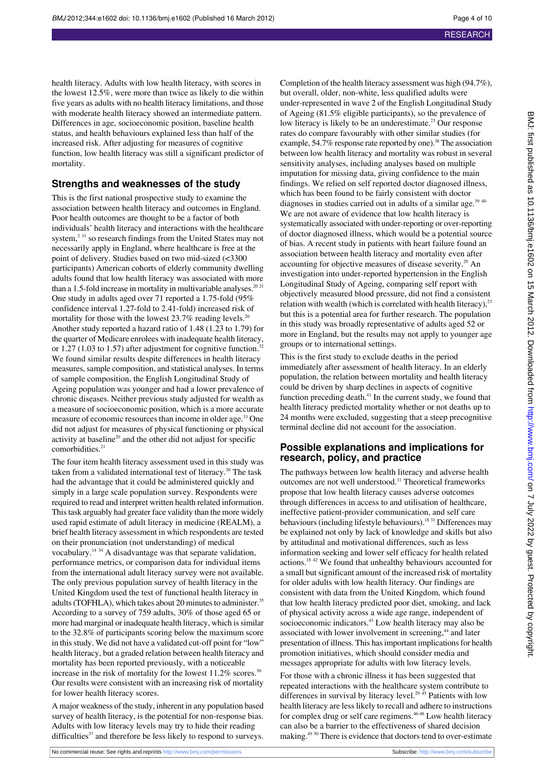health literacy. Adults with low health literacy, with scores in the lowest 12.5%, were more than twice as likely to die within five years as adults with no health literacy limitations, and those with moderate health literacy showed an intermediate pattern. Differences in age, socioeconomic position, baseline health status, and health behaviours explained less than half of the increased risk. After adjusting for measures of cognitive function, low health literacy was still a significant predictor of mortality.

## Strengths and weaknesses of the study

This is the first national prospective study to examine the association between health literacy and outcomes in England. Poor health outcomes are thought to be a factor of both individuals' health literacy and interactions with the healthcare system,[2 31] so research findings from the United States may not necessarily apply in England, where healthcare is free at the point of delivery. Studies based on two mid-sized (<3300 participants) American cohorts of elderly community dwelling adults found that low health literacy was associated with more than a 1.5-fold increase in mortality in multivariable analyses.[20 21] One study in adults aged over 71 reported a 1.75-fold (95% confidence interval 1.27-fold to 2.41-fold) increased risk of mortality for those with the lowest 23.7% reading levels.[20] Another study reported a hazard ratio of 1.48 (1.23 to 1.79) for the quarter of Medicare enrolees with inadequate health literacy, or 1.27 (1.03 to 1.57) after adjustment for cognitive function.[32] We found similar results despite differences in health literacy measures, sample composition, and statistical analyses. In terms of sample composition, the English Longitudinal Study of Ageing population was younger and had a lower prevalence of chronic diseases. Neither previous study adjusted for wealth as a measure of socioeconomic position, which is a more accurate measure of economic resources than income in older age.[33] One did not adjust for measures of physical functioning or physical activity at baseline[20] and the other did not adjust for specific comorbidities.[21]

The four item health literacy assessment used in this study was taken from a validated international test of literacy.[26] The task had the advantage that it could be administered quickly and simply in a large scale population survey. Respondents were required to read and interpret written health related information. This task arguably had greater face validity than the more widely used rapid estimate of adult literacy in medicine (REALM), a brief health literacy assessment in which respondents are tested on their pronunciation (not understanding) of medical vocabulary.[14 34] A disadvantage was that separate validation, performance metrics, or comparison data for individual items from the international adult literacy survey were not available. The only previous population survey of health literacy in the United Kingdom used the test of functional health literacy in adults (TOFHLA), which takes about 20 minutes to administer.[35] According to a survey of 759 adults, 30% of those aged 65 or more had marginal or inadequate health literacy, which is similar to the 32.8% of participants scoring below the maximum score in this study. We did not have a validated cut-off point for "low" health literacy, but a graded relation between health literacy and mortality has been reported previously, with a noticeable increase in the risk of mortality for the lowest 11.2% scores.[36] Our results were consistent with an increasing risk of mortality for lower health literacy scores.

A major weakness of the study, inherent in any population based survey of health literacy, is the potential for non-response bias. Adults with low literacy levels may try to hide their reading difficulties[37] and therefore be less likely to respond to surveys. Completion of the health literacy assessment was high (94.7%), but overall, older, non-white, less qualified adults were under-represented in wave 2 of the English Longitudinal Study of Ageing (81.5% eligible participants), so the prevalence of low literacy is likely to be an underestimate.[23] Our response rates do compare favourably with other similar studies (for example, 54.7% response rate reported by one).[38] The association between low health literacy and mortality was robust in several sensitivity analyses, including analyses based on multiple imputation for missing data, giving confidence to the main findings. We relied on self reported doctor diagnosed illness, which has been found to be fairly consistent with doctor diagnoses in studies carried out in adults of a similar age.[39 40] We are not aware of evidence that low health literacy is systematically associated with under-reporting or over-reporting of doctor diagnosed illness, which would be a potential source of bias. A recent study in patients with heart failure found an association between health literacy and mortality even after accounting for objective measures of disease severity.[29] An investigation into under-reported hypertension in the English Longitudinal Study of Ageing, comparing self report with objectively measured blood pressure, did not find a consistent relation with wealth (which is correlated with health literacy),[23] but this is a potential area for further research. The population in this study was broadly representative of adults aged 52 or more in England, but the results may not apply to younger age groups or to international settings.

This is the first study to exclude deaths in the period immediately after assessment of health literacy. In an elderly population, the relation between mortality and health literacy could be driven by sharp declines in aspects of cognitive function preceding death.[41] In the current study, we found that health literacy predicted mortality whether or not deaths up to 24 months were excluded, suggesting that a steep precognitive terminal decline did not account for the association.

## Possible explanations and implications for research, policy, and practice

The pathways between low health literacy and adverse health outcomes are not well understood.[31] Theoretical frameworks propose that low health literacy causes adverse outcomes through differences in access to and utilisation of healthcare, ineffective patient-provider communication, and self care behaviours (including lifestyle behaviours).[18 31] Differences may be explained not only by lack of knowledge and skills but also by attitudinal and motivational differences, such as less information seeking and lower self efficacy for health related actions.[18 42] We found that unhealthy behaviours accounted for a small but significant amount of the increased risk of mortality for older adults with low health literacy. Our findings are consistent with data from the United Kingdom, which found that low health literacy predicted poor diet, smoking, and lack of physical activity across a wide age range, independent of socioeconomic indicators.[43] Low health literacy may also be associated with lower involvement in screening,[44] and later presentation of illness. This has important implications for health promotion initiatives, which should consider media and messages appropriate for adults with low literacy levels.

For those with a chronic illness it has been suggested that repeated interactions with the healthcare system contribute to differences in survival by literacy level.[29 45] Patients with low health literacy are less likely to recall and adhere to instructions for complex drug or self care regimens.[46-48] Low health literacy can also be a barrier to the effectiveness of shared decision making.[49 50] There is evidence that doctors tend to over-estimate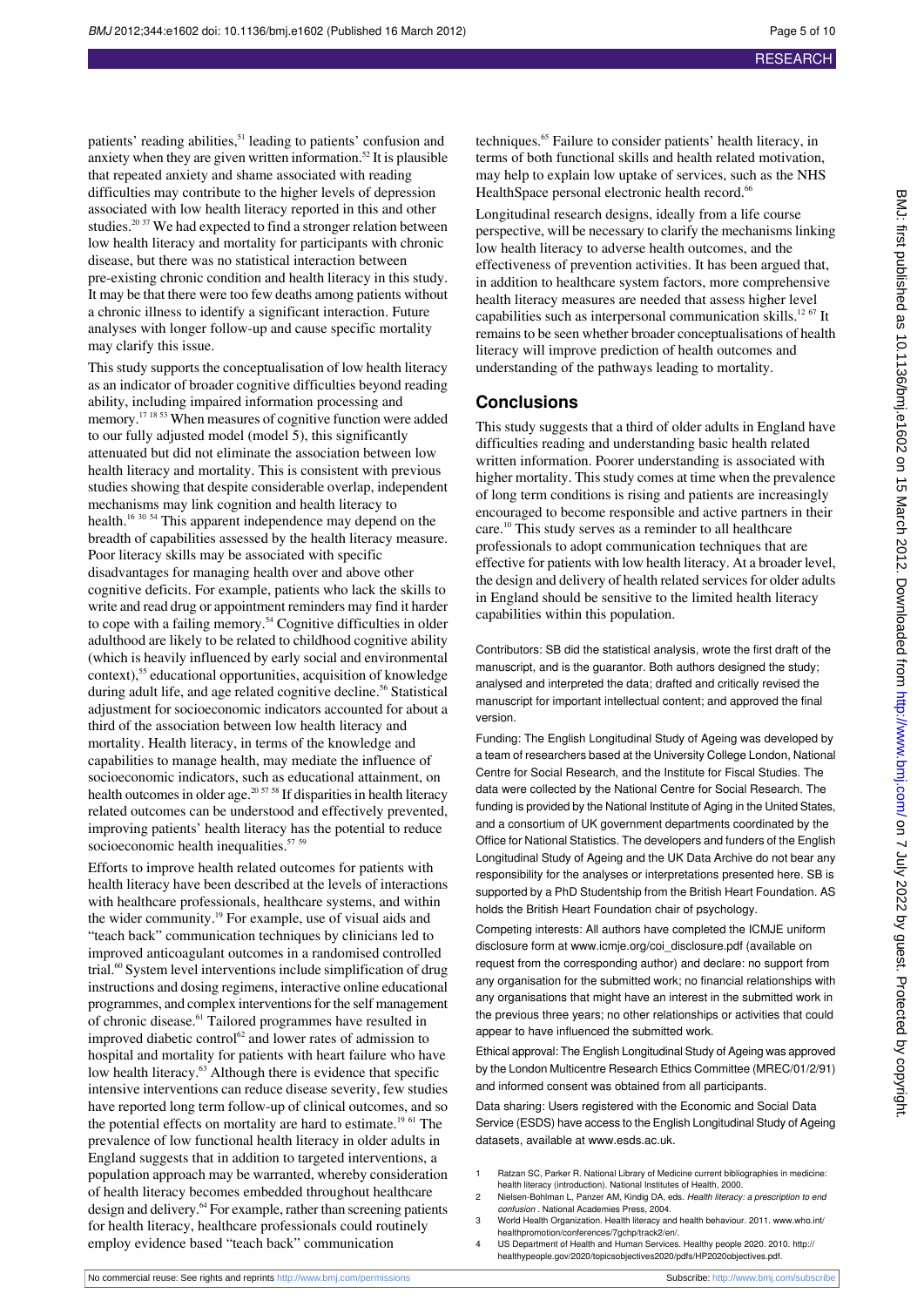patients' reading abilities,[51] leading to patients' confusion and anxiety when they are given written information.[52] It is plausible that repeated anxiety and shame associated with reading difficulties may contribute to the higher levels of depression associated with low health literacy reported in this and other studies.[20 37] We had expected to find a stronger relation between low health literacy and mortality for participants with chronic disease, but there was no statistical interaction between pre-existing chronic condition and health literacy in this study. It may be that there were too few deaths among patients without a chronic illness to identify a significant interaction. Future analyses with longer follow-up and cause specific mortality may clarify this issue.

This study supports the conceptualisation of low health literacy as an indicator of broader cognitive difficulties beyond reading ability, including impaired information processing and memory.[17 18 53] When measures of cognitive function were added to our fully adjusted model (model 5), this significantly attenuated but did not eliminate the association between low health literacy and mortality. This is consistent with previous studies showing that despite considerable overlap, independent mechanisms may link cognition and health literacy to health.[16 30 54] This apparent independence may depend on the breadth of capabilities assessed by the health literacy measure. Poor literacy skills may be associated with specific disadvantages for managing health over and above other cognitive deficits. For example, patients who lack the skills to write and read drug or appointment reminders may find it harder to cope with a failing memory.[54] Cognitive difficulties in older adulthood are likely to be related to childhood cognitive ability (which is heavily influenced by early social and environmental context),[55] educational opportunities, acquisition of knowledge during adult life, and age related cognitive decline.[56] Statistical adjustment for socioeconomic indicators accounted for about a third of the association between low health literacy and mortality. Health literacy, in terms of the knowledge and capabilities to manage health, may mediate the influence of socioeconomic indicators, such as educational attainment, on health outcomes in older age.[20 57 58] If disparities in health literacy related outcomes can be understood and effectively prevented, improving patients' health literacy has the potential to reduce socioeconomic health inequalities.[57 59]

Efforts to improve health related outcomes for patients with health literacy have been described at the levels of interactions with healthcare professionals, healthcare systems, and within the wider community.[19] For example, use of visual aids and "teach back" communication techniques by clinicians led to improved anticoagulant outcomes in a randomised controlled trial.[60] System level interventions include simplification of drug instructions and dosing regimens, interactive online educational programmes, and complex interventions for the self management of chronic disease.[61] Tailored programmes have resulted in improved diabetic control[62] and lower rates of admission to hospital and mortality for patients with heart failure who have low health literacy.[63] Although there is evidence that specific intensive interventions can reduce disease severity, few studies have reported long term follow-up of clinical outcomes, and so the potential effects on mortality are hard to estimate.[19 61] The prevalence of low functional health literacy in older adults in England suggests that in addition to targeted interventions, a population approach may be warranted, whereby consideration of health literacy becomes embedded throughout healthcare design and delivery.[64] For example, rather than screening patients for health literacy, healthcare professionals could routinely employ evidence based "teach back" communication techniques.[65] Failure to consider patients' health literacy, in terms of both functional skills and health related motivation, may help to explain low uptake of services, such as the NHS HealthSpace personal electronic health record.[66]

Longitudinal research designs, ideally from a life course perspective, will be necessary to clarify the mechanisms linking low health literacy to adverse health outcomes, and the effectiveness of prevention activities. It has been argued that, in addition to healthcare system factors, more comprehensive health literacy measures are needed that assess higher level capabilities such as interpersonal communication skills.[12 67] It remains to be seen whether broader conceptualisations of health literacy will improve prediction of health outcomes and understanding of the pathways leading to mortality.

## Conclusions

This study suggests that a third of older adults in England have difficulties reading and understanding basic health related written information. Poorer understanding is associated with higher mortality. This study comes at time when the prevalence of long term conditions is rising and patients are increasingly encouraged to become responsible and active partners in their care.[10] This study serves as a reminder to all healthcare professionals to adopt communication techniques that are effective for patients with low health literacy. At a broader level, the design and delivery of health related services for older adults in England should be sensitive to the limited health literacy capabilities within this population.

Contributors: SB did the statistical analysis, wrote the first draft of the manuscript, and is the guarantor. Both authors designed the study; analysed and interpreted the data; drafted and critically revised the manuscript for important intellectual content; and approved the final version.

Funding: The English Longitudinal Study of Ageing was developed by a team of researchers based at the University College London, National Centre for Social Research, and the Institute for Fiscal Studies. The data were collected by the National Centre for Social Research. The funding is provided by the National Institute of Aging in the United States, and a consortium of UK government departments coordinated by the Office for National Statistics. The developers and funders of the English Longitudinal Study of Ageing and the UK Data Archive do not bear any responsibility for the analyses or interpretations presented here. SB is supported by a PhD Studentship from the British Heart Foundation. AS holds the British Heart Foundation chair of psychology.

Competing interests: All authors have completed the ICMJE uniform disclosure form at www.icmje.org/coi_disclosure.pdf (available on request from the corresponding author) and declare: no support from any organisation for the submitted work; no financial relationships with any organisations that might have an interest in the submitted work in the previous three years; no other relationships or activities that could appear to have influenced the submitted work.

Ethical approval: The English Longitudinal Study of Ageing was approved by the London Multicentre Research Ethics Committee (MREC/01/2/91) and informed consent was obtained from all participants.

Data sharing: Users registered with the Economic and Social Data Service (ESDS) have access to the English Longitudinal Study of Ageing datasets, available at www.esds.ac.uk.

1. Ratzan SC, Parker R. National Library of Medicine current bibliographies in medicine: health literacy (introduction). National Institutes of Health, 2000.
2. Nielsen-Bohlman L, Panzer AM, Kindig DA, eds. *Health literacy: a prescription to end confusion* . National Academies Press, 2004.
3. World Health Organization. Health literacy and health behaviour. 2011. www.who.int/healthpromotion/conferences/7gchp/track2/en/.
4. US Department of Health and Human Services. Healthy people 2020. 2010. http://healthypeople.gov/2020/topicsobjectives2020/pdfs/HP2020objectives.pdf.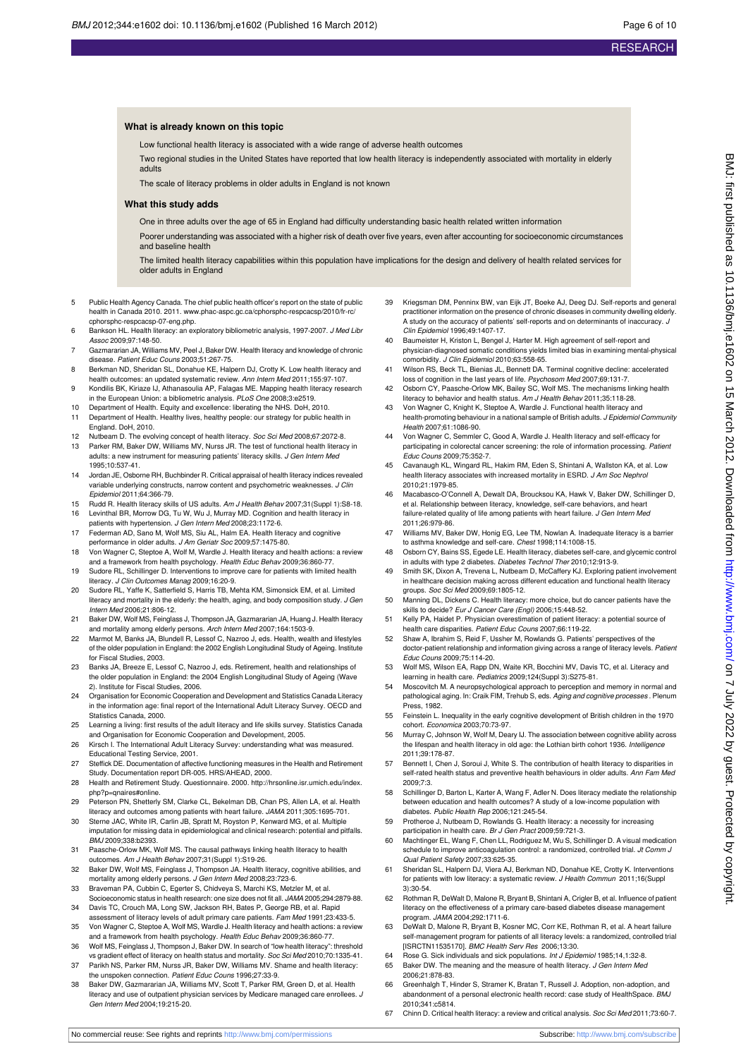### What is already known on this topic

Low functional health literacy is associated with a wide range of adverse health outcomes

Two regional studies in the United States have reported that low health literacy is independently associated with mortality in elderly adults

The scale of literacy problems in older adults in England is not known

### What this study adds

One in three adults over the age of 65 in England had difficulty understanding basic health related written information

Poorer understanding was associated with a higher risk of death over five years, even after accounting for socioeconomic circumstances and baseline health

The limited health literacy capabilities within this population have implications for the design and delivery of health related services for older adults in England

5. Public Health Agency Canada. The chief public health officer's report on the state of public health in Canada 2010. 2011. www.phac-aspc.gc.ca/cphorsphc-respcacsp/2010/fr-rc/cphorsphc-respcacsp-07-eng.php.
6. Bankson HL. Health literacy: an exploratory bibliometric analysis, 1997-2007. *J Med Libr Assoc* 2009;97:148-50.
7. Gazmararian JA, Williams MV, Peel J, Baker DW. Health literacy and knowledge of chronic disease. *Patient Educ Couns* 2003;51:267-75.
8. Berkman ND, Sheridan SL, Donahue KE, Halpern DJ, Crotty K. Low health literacy and health outcomes: an updated systematic review. *Ann Intern Med* 2011;155:97-107.
9. Kondilis BK, Kiriaze IJ, Athanasoulia AP, Falagas ME. Mapping health literacy research in the European Union: a bibliometric analysis. *PLoS One* 2008;3:e2519.
10. Department of Health. Equity and excellence: liberating the NHS. DoH, 2010.
11. Department of Health. Healthy lives, healthy people: our strategy for public health in England. DoH, 2010.
12. Nutbeam D. The evolving concept of health literacy. *Soc Sci Med* 2008;67:2072-8.
13. Parker RM, Baker DW, Williams MV, Nurss JR. The test of functional health literacy in adults: a new instrument for measuring patients' literacy skills. *J Gen Intern Med* 1995;10:537-41.
14. Jordan JE, Osborne RH, Buchbinder R. Critical appraisal of health literacy indices revealed variable underlying constructs, narrow content and psychometric weaknesses. *J Clin Epidemiol* 2011;64:366-79.
15. Rudd R. Health literacy skills of US adults. *Am J Health Behav* 2007;31(Suppl 1):S8-18.
16. Levinthal BR, Morrow DG, Tu W, Wu J, Murray MD. Cognition and health literacy in patients with hypertension. *J Gen Intern Med* 2008;23:1172-6.
17. Federman AD, Sano M, Wolf MS, Siu AL, Halm EA. Health literacy and cognitive performance in older adults. *J Am Geriatr Soc* 2009;57:1475-80.
18. Von Wagner C, Steptoe A, Wolf M, Wardle J. Health literacy and health actions: a review and a framework from health psychology. *Health Educ Behav* 2009;36:860-77.
19. Sudore RL, Schillinger D. Interventions to improve care for patients with limited health literacy. *J Clin Outcomes Manag* 2009;16:20-9.
20. Sudore RL, Yaffe K, Satterfield S, Harris TB, Mehta KM, Simonsick EM, et al. Limited literacy and mortality in the elderly: the health, aging, and body composition study. *J Gen Intern Med* 2006;21:806-12.
21. Baker DW, Wolf MS, Feinglass J, Thompson JA, Gazmararian JA, Huang J. Health literacy and mortality among elderly persons. *Arch Intern Med* 2007;164:1503-9.
22. Marmot M, Banks JA, Blundell R, Lessof C, Nazroo J, eds. Health, wealth and lifestyles of the older population in England: the 2002 English Longitudinal Study of Ageing. Institute for Fiscal Studies, 2003.
23. Banks JA, Breeze E, Lessof C, Nazroo J, eds. Retirement, health and relationships of the older population in England: the 2004 English Longitudinal Study of Ageing (Wave 2). Institute for Fiscal Studies, 2006.
24. Organisation for Economic Cooperation and Development and Statistics Canada Literacy in the information age: final report of the International Adult Literacy Survey. OECD and Statistics Canada, 2000.
25. Learning a living: first results of the adult literacy and life skills survey. Statistics Canada and Organisation for Economic Cooperation and Development, 2005.
26. Kirsch I. The International Adult Literacy Survey: understanding what was measured. Educational Testing Service, 2001.
27. Steffick DE. Documentation of affective functioning measures in the Health and Retirement Study. Documentation report DR-005. HRS/AHEAD, 2000.
28. Health and Retirement Study. Questionnaire. 2000. http://hrsonline.isr.umich.edu/index.php?p=qnaires#online.
29. Peterson PN, Shetterly SM, Clarke CL, Bekelman DB, Chan PS, Allen LA, et al. Health literacy and outcomes among patients with heart failure. *JAMA* 2011;305:1695-701.
30. Sterne JAC, White IR, Carlin JB, Spratt M, Royston P, Kenward MG, et al. Multiple imputation for missing data in epidemiological and clinical research: potential and pitfalls. *BMJ* 2009;338:b2393.
31. Paasche-Orlow MK, Wolf MS. The causal pathways linking health literacy to health outcomes. *Am J Health Behav* 2007;31(Suppl 1):S19-26.
32. Baker DW, Wolf MS, Feinglass J, Thompson JA. Health literacy, cognitive abilities, and mortality among elderly persons. *J Gen Intern Med* 2008;23:723-6.
33. Braveman PA, Cubbin C, Egerter S, Chideya S, Marchi KS, Metzler M, et al. Socioeconomic status in health research: one size does not fit all. *JAMA* 2005;294:2879-88.
34. Davis TC, Crouch MA, Long SW, Jackson RH, Bates P, George RB, et al. Rapid assessment of literacy levels of adult primary care patients. *Fam Med* 1991;23:433-5.
35. Von Wagner C, Steptoe A, Wolf MS, Wardle J. Health literacy and health actions: a review and a framework from health psychology. *Health Educ Behav* 2009;36:860-77.
36. Wolf MS, Feinglass J, Thompson J, Baker DW. In search of "low health literacy": threshold vs gradient effect of literacy on health status and mortality. *Soc Sci Med* 2010;70:1335-41.
37. Parikh NS, Parker RM, Nurss JR, Baker DW, Williams MV. Shame and health literacy: the unspoken connection. *Patient Educ Couns* 1996;27:33-9.
38. Baker DW, Gazmararian JA, Williams MV, Scott T, Parker RM, Green D, et al. Health literacy and use of outpatient physician services by Medicare managed care enrollees. *J Gen Intern Med* 2004;19:215-20.
39. Kriegsman DM, Penninx BW, van Eijk JT, Boeke AJ, Deeg DJ. Self-reports and general practitioner information on the presence of chronic diseases in community dwelling elderly. A study on the accuracy of patients' self-reports and on determinants of inaccuracy. *J Clin Epidemiol* 1996;49:1407-17.
40. Baumeister H, Kriston L, Bengel J, Harter M. High agreement of self-report and physician-diagnosed somatic conditions yields limited bias in examining mental-physical comorbidity. *J Clin Epidemiol* 2010;63:558-65.
41. Wilson RS, Beck TL, Bienias JL, Bennett DA. Terminal cognitive decline: accelerated loss of cognition in the last years of life. *Psychosom Med* 2007;69:131-7.
42. Osborn CY, Paasche-Orlow MK, Bailey SC, Wolf MS. The mechanisms linking health literacy to behavior and health status. *Am J Health Behav* 2011;35:118-28.
43. Von Wagner C, Knight K, Steptoe A, Wardle J. Functional health literacy and health-promoting behaviour in a national sample of British adults. *J Epidemiol Community Health* 2007;61:1086-90.
44. Von Wagner C, Semmler C, Good A, Wardle J. Health literacy and self-efficacy for participating in colorectal cancer screening: the role of information processing. *Patient Educ Couns* 2009;75:352-7.
45. Cavanaugh KL, Wingard RL, Hakim RM, Eden S, Shintani A, Wallston KA, et al. Low health literacy associates with increased mortality in ESRD. *J Am Soc Nephrol* 2010;21:1979-85.
46. Macabasco-O'Connell A, Dewalt DA, Broucksou KA, Hawk V, Baker DW, Schillinger D, et al. Relationship between literacy, knowledge, self-care behaviors, and heart failure-related quality of life among patients with heart failure. *J Gen Intern Med* 2011;26:979-86.
47. Williams MV, Baker DW, Honig EG, Lee TM, Nowlan A. Inadequate literacy is a barrier to asthma knowledge and self-care. *Chest* 1998;114:1008-15.
48. Osborn CY, Bains SS, Egede LE. Health literacy, diabetes self-care, and glycemic control in adults with type 2 diabetes. *Diabetes Technol Ther* 2010;12:913-9.
49. Smith SK, Dixon A, Trevena L, Nutbeam D, McCaffery KJ. Exploring patient involvement in healthcare decision making across different education and functional health literacy groups. *Soc Sci Med* 2009;69:1805-12.
50. Manning DL, Dickens C. Health literacy: more choice, but do cancer patients have the skills to decide? *Eur J Cancer Care (Engl)* 2006;15:448-52.
51. Kelly PA, Haidet P. Physician overestimation of patient literacy: a potential source of health care disparities. *Patient Educ Couns* 2007;66:119-22.
52. Shaw A, Ibrahim S, Reid F, Ussher M, Rowlands G. Patients' perspectives of the doctor-patient relationship and information giving across a range of literacy levels. *Patient Educ Couns* 2009;75:114-20.
53. Wolf MS, Wilson EA, Rapp DN, Waite KR, Bocchini MV, Davis TC, et al. Literacy and learning in health care. *Pediatrics* 2009;124(Suppl 3):S275-81.
54. Moscovitch M. A neuropsychological approach to perception and memory in normal and pathological aging. In: Craik FIM, Trehub S, eds. *Aging and cognitive processes*. Plenum Press, 1982.
55. Feinstein L. Inequality in the early cognitive development of British children in the 1970 cohort. *Economica* 2003;70:73-97.
56. Murray C, Johnson W, Wolf M, Deary IJ. The association between cognitive ability across the lifespan and health literacy in old age: the Lothian birth cohort 1936. *Intelligence* 2011;39:178-87.
57. Bennett I, Chen J, Soroui J, White S. The contribution of health literacy to disparities in self-rated health status and preventive health behaviours in older adults. *Ann Fam Med* 2009;7:3.
58. Schillinger D, Barton L, Karter A, Wang F, Adler N. Does literacy mediate the relationship between education and health outcomes? A study of a low-income population with diabetes. *Public Health Rep* 2006;121:245-54.
59. Protheroe J, Nutbeam D, Rowlands G. Health literacy: a necessity for increasing participation in health care. *Br J Gen Pract* 2009;59:721-3.
60. Machtinger EL, Wang F, Chen LL, Rodriguez M, Wu S, Schillinger D. A visual medication schedule to improve anticoagulation control: a randomized, controlled trial. *Jt Comm J Qual Patient Safety* 2007;33:625-35.
61. Sheridan SL, Halpern DJ, Viera AJ, Berkman ND, Donahue KE, Crotty K. Interventions for patients with low literacy: a systematic review. *J Health Commun* 2011;16(Suppl 3):30-54.
62. Rothman R, DeWalt D, Malone R, Bryant B, Shintani A, Crigler B, et al. Influence of patient literacy on the effectiveness of a primary care-based diabetes disease management program. *JAMA* 2004;292:1711-6.
63. DeWalt D, Malone R, Bryant B, Kosner MC, Corr KE, Rothman R, et al. A heart failure self-management program for patients of all literacy levels: a randomized, controlled trial [ISRCTN11535170]. *BMC Health Serv Res* 2006;13:30.
64. Rose G. Sick individuals and sick populations. *Int J Epidemiol* 1985;14,1:32-8.
65. Baker DW. The meaning and the measure of health literacy. *J Gen Intern Med* 2006;21:878-83.
66. Greenhalgh T, Hinder S, Stramer K, Bratan T, Russell J. Adoption, non-adoption, and abandonment of a personal electronic health record: case study of HealthSpace. *BMJ* 2010;341:c5814.
67. Chinn D. Critical health literacy: a review and critical analysis. *Soc Sci Med* 2011;73:60-7.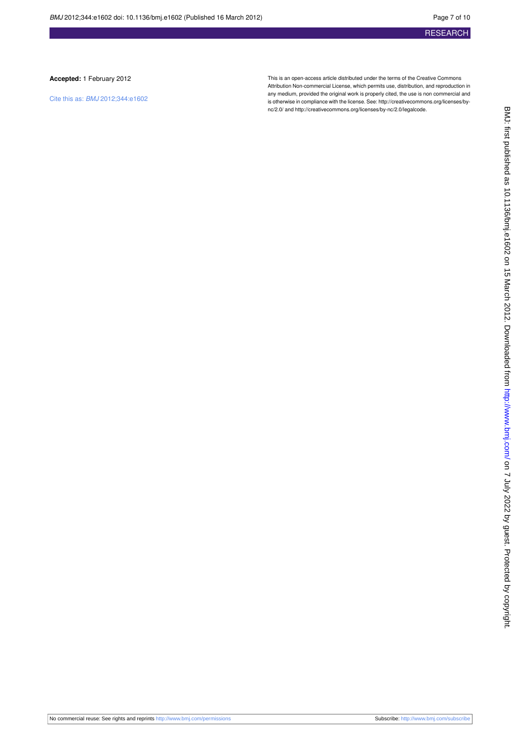**Accepted:** 1 February 2012

Cite this as: *BMJ* 2012;344:e1602

This is an open-access article distributed under the terms of the Creative Commons Attribution Non-commercial License, which permits use, distribution, and reproduction in any medium, provided the original work is properly cited, the use is non commercial and is otherwise in compliance with the license. See: http://creativecommons.org/licenses/by-nc/2.0/ and http://creativecommons.org/licenses/by-nc/2.0/legalcode.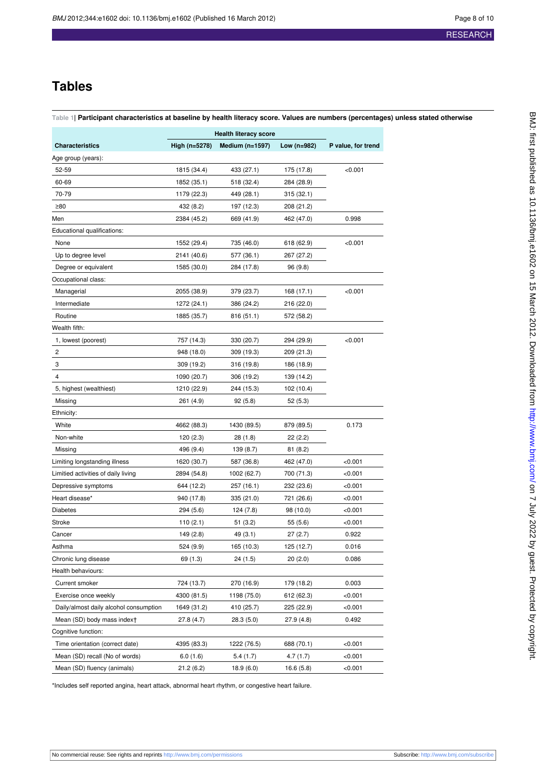# Tables

**Table 1| Participant characteristics at baseline by health literacy score. Values are numbers (percentages) unless stated otherwise**

| Characteristics | Health literacy score | | | P value, for trend |
|---|---|---|---|---|
| | High (n=5278) | Medium (n=1597) | Low (n=982) | |
| Age group (years): | | | | |
| 52-59 | 1815 (34.4) | 433 (27.1) | 175 (17.8) | <0.001 |
| 60-69 | 1852 (35.1) | 518 (32.4) | 284 (28.9) | |
| 70-79 | 1179 (22.3) | 449 (28.1) | 315 (32.1) | |
| ≥80 | 432 (8.2) | 197 (12.3) | 208 (21.2) | |
| Men | 2384 (45.2) | 669 (41.9) | 462 (47.0) | 0.998 |
| Educational qualifications: | | | | |
| None | 1552 (29.4) | 735 (46.0) | 618 (62.9) | <0.001 |
| Up to degree level | 2141 (40.6) | 577 (36.1) | 267 (27.2) | |
| Degree or equivalent | 1585 (30.0) | 284 (17.8) | 96 (9.8) | |
| Occupational class: | | | | |
| Managerial | 2055 (38.9) | 379 (23.7) | 168 (17.1) | <0.001 |
| Intermediate | 1272 (24.1) | 386 (24.2) | 216 (22.0) | |
| Routine | 1885 (35.7) | 816 (51.1) | 572 (58.2) | |
| Wealth fifth: | | | | |
| 1, lowest (poorest) | 757 (14.3) | 330 (20.7) | 294 (29.9) | <0.001 |
| 2 | 948 (18.0) | 309 (19.3) | 209 (21.3) | |
| 3 | 309 (19.2) | 316 (19.8) | 186 (18.9) | |
| 4 | 1090 (20.7) | 306 (19.2) | 139 (14.2) | |
| 5, highest (wealthiest) | 1210 (22.9) | 244 (15.3) | 102 (10.4) | |
| Missing | 261 (4.9) | 92 (5.8) | 52 (5.3) | |
| Ethnicity: | | | | |
| White | 4662 (88.3) | 1430 (89.5) | 879 (89.5) | 0.173 |
| Non-white | 120 (2.3) | 28 (1.8) | 22 (2.2) | |
| Missing | 496 (9.4) | 139 (8.7) | 81 (8.2) | |
| Limiting longstanding illness | 1620 (30.7) | 587 (36.8) | 462 (47.0) | <0.001 |
| Limitied activities of daily living | 2894 (54.8) | 1002 (62.7) | 700 (71.3) | <0.001 |
| Depressive symptoms | 644 (12.2) | 257 (16.1) | 232 (23.6) | <0.001 |
| Heart disease* | 940 (17.8) | 335 (21.0) | 721 (26.6) | <0.001 |
| Diabetes | 294 (5.6) | 124 (7.8) | 98 (10.0) | <0.001 |
| Stroke | 110 (2.1) | 51 (3.2) | 55 (5.6) | <0.001 |
| Cancer | 149 (2.8) | 49 (3.1) | 27 (2.7) | 0.922 |
| Asthma | 524 (9.9) | 165 (10.3) | 125 (12.7) | 0.016 |
| Chronic lung disease | 69 (1.3) | 24 (1.5) | 20 (2.0) | 0.086 |
| Health behaviours: | | | | |
| Current smoker | 724 (13.7) | 270 (16.9) | 179 (18.2) | 0.003 |
| Exercise once weekly | 4300 (81.5) | 1198 (75.0) | 612 (62.3) | <0.001 |
| Daily/almost daily alcohol consumption | 1649 (31.2) | 410 (25.7) | 225 (22.9) | <0.001 |
| Mean (SD) body mass index† | 27.8 (4.7) | 28.3 (5.0) | 27.9 (4.8) | 0.492 |
| Cognitive function: | | | | |
| Time orientation (correct date) | 4395 (83.3) | 1222 (76.5) | 688 (70.1) | <0.001 |
| Mean (SD) recall (No of words) | 6.0 (1.6) | 5.4 (1.7) | 4.7 (1.7) | <0.001 |
| Mean (SD) fluency (animals) | 21.2 (6.2) | 18.9 (6.0) | 16.6 (5.8) | <0.001 |

*Includes self reported angina, heart attack, abnormal heart rhythm, or congestive heart failure.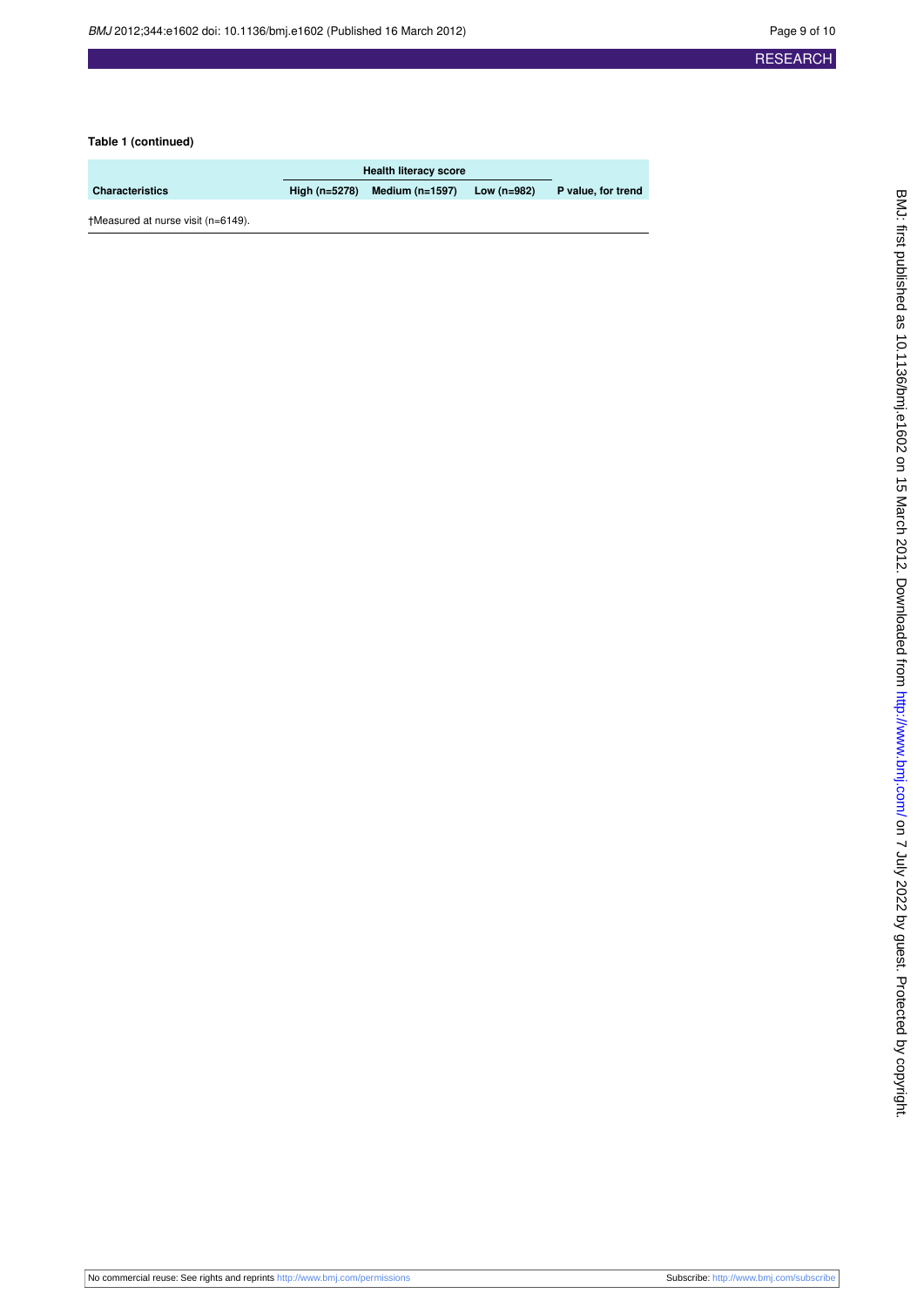**Table 1 (continued)**

| Characteristics | Health literacy score | | | P value, for trend |
|---|---|---|---|---|
| | High (n=5278) | Medium (n=1597) | Low (n=982) | |

†Measured at nurse visit (n=6149).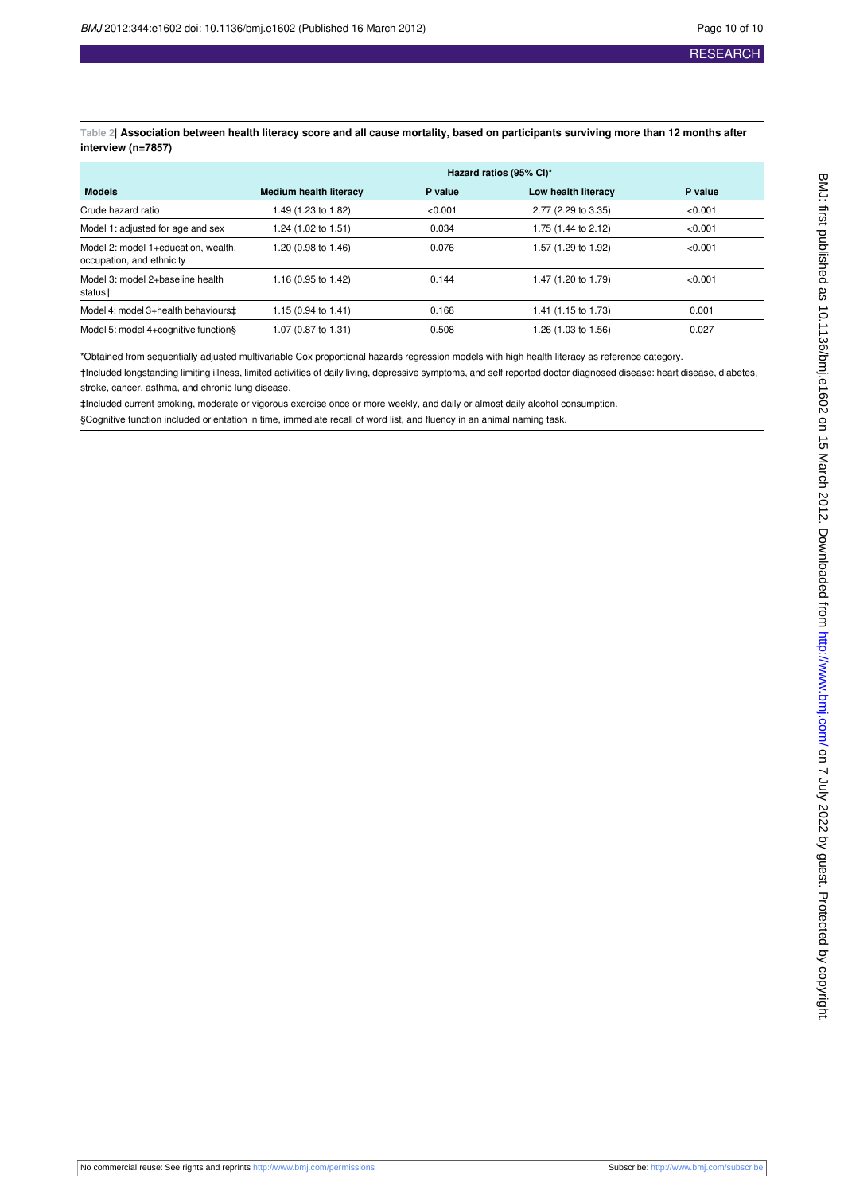**Table 2| Association between health literacy score and all cause mortality, based on participants surviving more than 12 months after interview (n=7857)**

| | Hazard ratios (95% CI)* | | | |
|---|---|---|---|---|
| **Models** | **Medium health literacy** | **P value** | **Low health literacy** | **P value** |
| Crude hazard ratio | 1.49 (1.23 to 1.82) | <0.001 | 2.77 (2.29 to 3.35) | <0.001 |
| Model 1: adjusted for age and sex | 1.24 (1.02 to 1.51) | 0.034 | 1.75 (1.44 to 2.12) | <0.001 |
| Model 2: model 1+education, wealth, occupation, and ethnicity | 1.20 (0.98 to 1.46) | 0.076 | 1.57 (1.29 to 1.92) | <0.001 |
| Model 3: model 2+baseline health status† | 1.16 (0.95 to 1.42) | 0.144 | 1.47 (1.20 to 1.79) | <0.001 |
| Model 4: model 3+health behaviours‡ | 1.15 (0.94 to 1.41) | 0.168 | 1.41 (1.15 to 1.73) | 0.001 |
| Model 5: model 4+cognitive function§ | 1.07 (0.87 to 1.31) | 0.508 | 1.26 (1.03 to 1.56) | 0.027 |

*Obtained from sequentially adjusted multivariable Cox proportional hazards regression models with high health literacy as reference category.

†Included longstanding limiting illness, limited activities of daily living, depressive symptoms, and self reported doctor diagnosed disease: heart disease, diabetes, stroke, cancer, asthma, and chronic lung disease.

‡Included current smoking, moderate or vigorous exercise once or more weekly, and daily or almost daily alcohol consumption.

§Cognitive function included orientation in time, immediate recall of word list, and fluency in an animal naming task.